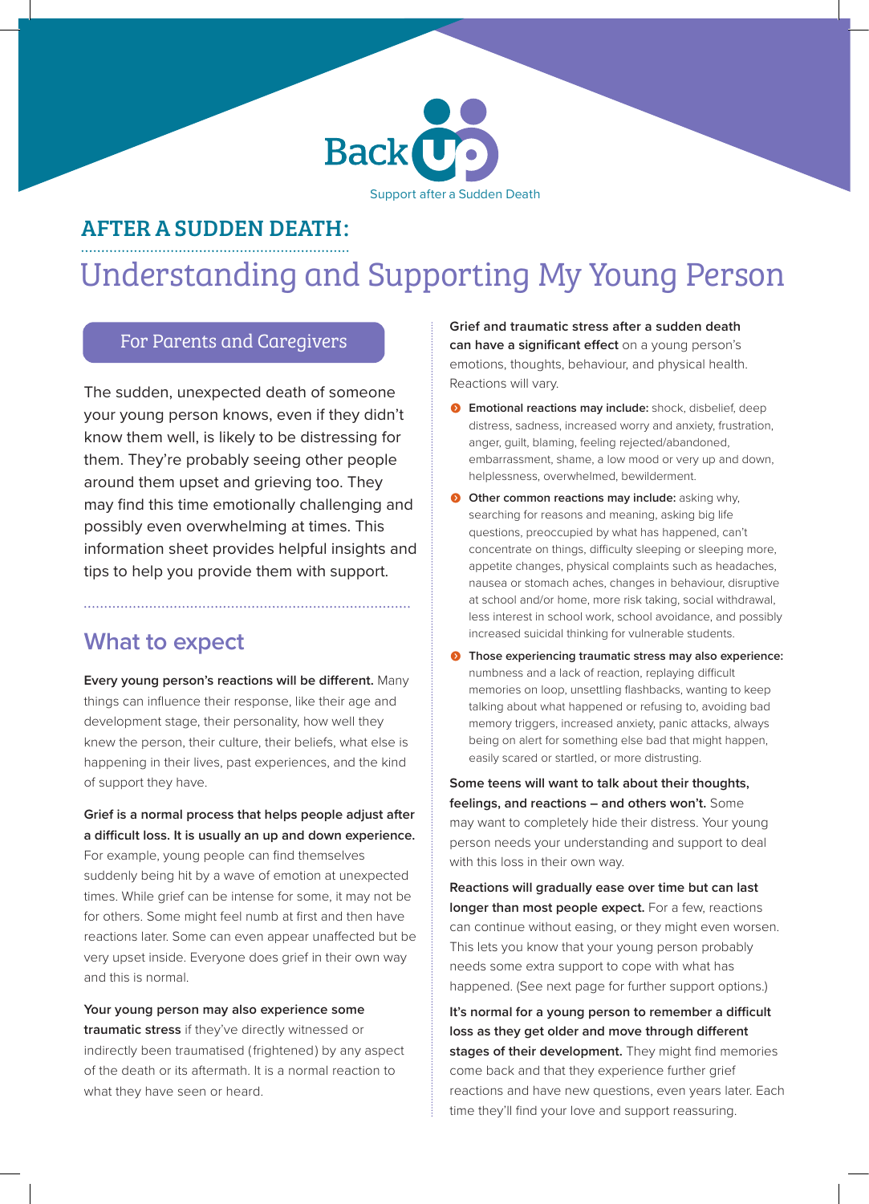Back Up

Support after a Sudden Death

# AFTER A SUDDEN DEATH:

# Understanding and Supporting My Young Person

**For Parents and Caregivers**

The sudden, unexpected death of someone your young person knows, even if they didn't know them well, is likely to be distressing for them. They're probably seeing other people around them upset and grieving too. They may find this time emotionally challenging and possibly even overwhelming at times. This information sheet provides helpful insights and tips to help you provide them with support.

## What to expect

**Every young person's reactions will be different.** Many things can influence their response, like their age and development stage, their personality, how well they knew the person, their culture, their beliefs, what else is happening in their lives, past experiences, and the kind of support they have.

**Grief is a normal process that helps people adjust after a difficult loss. It is usually an up and down experience.** For example, young people can find themselves suddenly being hit by a wave of emotion at unexpected times. While grief can be intense for some, it may not be for others. Some might feel numb at first and then have reactions later. Some can even appear unaffected but be very upset inside. Everyone does grief in their own way and this is normal.

**Your young person may also experience some traumatic stress** if they've directly witnessed or indirectly been traumatised (frightened) by any aspect of the death or its aftermath. It is a normal reaction to what they have seen or heard.

**Grief and traumatic stress after a sudden death can have a significant effect** on a young person's emotions, thoughts, behaviour, and physical health. Reactions will vary.

- **Emotional reactions may include:** shock, disbelief, deep distress, sadness, increased worry and anxiety, frustration, anger, guilt, blaming, feeling rejected/abandoned, embarrassment, shame, a low mood or very up and down, helplessness, overwhelmed, bewilderment.
- **Other common reactions may include:** asking why, searching for reasons and meaning, asking big life questions, preoccupied by what has happened, can't concentrate on things, difficulty sleeping or sleeping more, appetite changes, physical complaints such as headaches, nausea or stomach aches, changes in behaviour, disruptive at school and/or home, more risk taking, social withdrawal, less interest in school work, school avoidance, and possibly increased suicidal thinking for vulnerable students.
- **Those experiencing traumatic stress may also experience:** numbness and a lack of reaction, replaying difficult memories on loop, unsettling flashbacks, wanting to keep talking about what happened or refusing to, avoiding bad memory triggers, increased anxiety, panic attacks, always being on alert for something else bad that might happen, easily scared or startled, or more distrusting.

**Some teens will want to talk about their thoughts, feelings, and reactions – and others won't.** Some may want to completely hide their distress. Your young person needs your understanding and support to deal with this loss in their own way.

**Reactions will gradually ease over time but can last longer than most people expect.** For a few, reactions can continue without easing, or they might even worsen. This lets you know that your young person probably needs some extra support to cope with what has happened. (See next page for further support options.)

**It's normal for a young person to remember a difficult loss as they get older and move through different stages of their development.** They might find memories come back and that they experience further grief reactions and have new questions, even years later. Each time they'll find your love and support reassuring.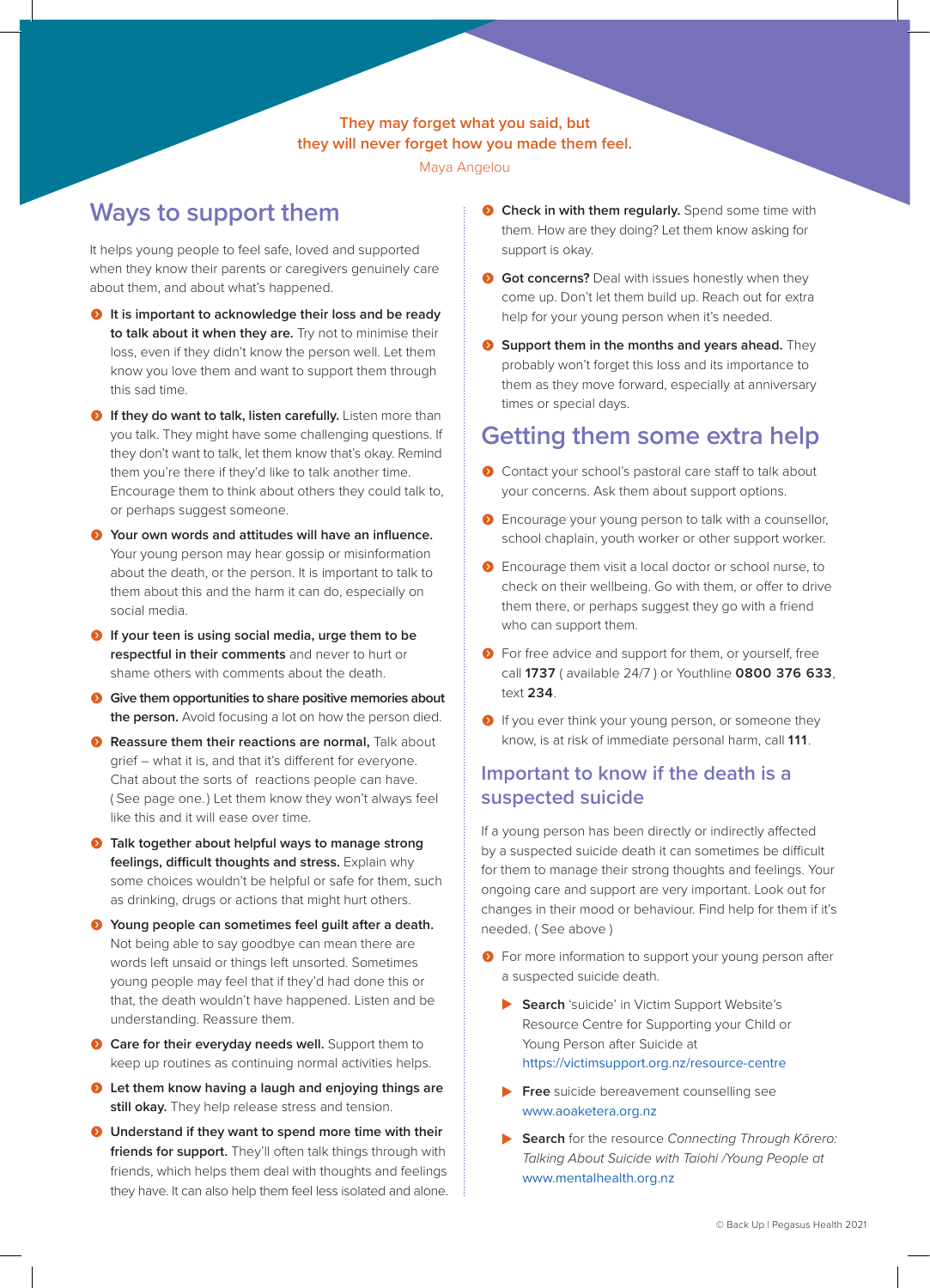They may forget what you said, but
they will never forget how you made them feel.
Maya Angelou

## Ways to support them

It helps young people to feel safe, loved and supported when they know their parents or caregivers genuinely care about them, and about what's happened.

- **It is important to acknowledge their loss and be ready to talk about it when they are.** Try not to minimise their loss, even if they didn't know the person well. Let them know you love them and want to support them through this sad time.
- **If they do want to talk, listen carefully.** Listen more than you talk. They might have some challenging questions. If they don't want to talk, let them know that's okay. Remind them you're there if they'd like to talk another time. Encourage them to think about others they could talk to, or perhaps suggest someone.
- **Your own words and attitudes will have an influence.** Your young person may hear gossip or misinformation about the death, or the person. It is important to talk to them about this and the harm it can do, especially on social media.
- **If your teen is using social media, urge them to be respectful in their comments** and never to hurt or shame others with comments about the death.
- **Give them opportunities to share positive memories about the person.** Avoid focusing a lot on how the person died.
- **Reassure them their reactions are normal,** Talk about grief – what it is, and that it's different for everyone. Chat about the sorts of reactions people can have. ( See page one.) Let them know they won't always feel like this and it will ease over time.
- **Talk together about helpful ways to manage strong feelings, difficult thoughts and stress.** Explain why some choices wouldn't be helpful or safe for them, such as drinking, drugs or actions that might hurt others.
- **Young people can sometimes feel guilt after a death.** Not being able to say goodbye can mean there are words left unsaid or things left unsorted. Sometimes young people may feel that if they'd had done this or that, the death wouldn't have happened. Listen and be understanding. Reassure them.
- **Care for their everyday needs well.** Support them to keep up routines as continuing normal activities helps.
- **Let them know having a laugh and enjoying things are still okay.** They help release stress and tension.
- **Understand if they want to spend more time with their friends for support.** They'll often talk things through with friends, which helps them deal with thoughts and feelings they have. It can also help them feel less isolated and alone.
- **Check in with them regularly.** Spend some time with them. How are they doing? Let them know asking for support is okay.
- **Got concerns?** Deal with issues honestly when they come up. Don't let them build up. Reach out for extra help for your young person when it's needed.
- **Support them in the months and years ahead.** They probably won't forget this loss and its importance to them as they move forward, especially at anniversary times or special days.

## Getting them some extra help

- Contact your school's pastoral care staff to talk about your concerns. Ask them about support options.
- Encourage your young person to talk with a counsellor, school chaplain, youth worker or other support worker.
- Encourage them visit a local doctor or school nurse, to check on their wellbeing. Go with them, or offer to drive them there, or perhaps suggest they go with a friend who can support them.
- For free advice and support for them, or yourself, free call **1737** ( available 24/7 ) or Youthline **0800 376 633**, text **234**.
- If you ever think your young person, or someone they know, is at risk of immediate personal harm, call **111**.

### Important to know if the death is a suspected suicide

If a young person has been directly or indirectly affected by a suspected suicide death it can sometimes be difficult for them to manage their strong thoughts and feelings. Your ongoing care and support are very important. Look out for changes in their mood or behaviour. Find help for them if it's needed. ( See above )

- For more information to support your young person after a suspected suicide death.
  - **Search** 'suicide' in Victim Support Website's Resource Centre for Supporting your Child or Young Person after Suicide at https://victimsupport.org.nz/resource-centre
  - **Free** suicide bereavement counselling see www.aoaketera.org.nz
  - **Search** for the resource *Connecting Through Kōrero: Talking About Suicide with Taiohi /Young People* at www.mentalhealth.org.nz

© Back Up | Pegasus Health 2021